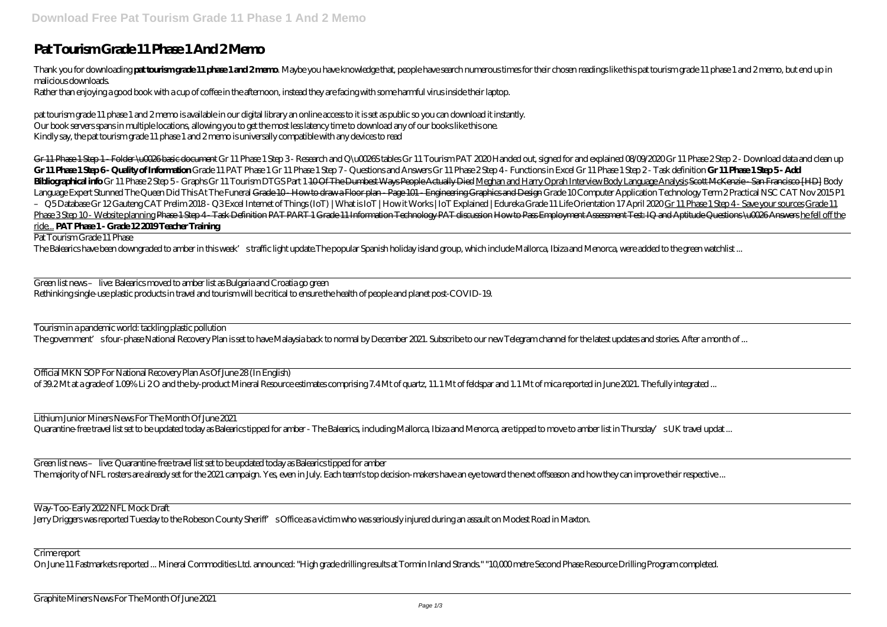# Pat Tourism Grade 11 Phase 1 And 2 Memo

Thank you for downloading **pat tourism grade 11 phase 1 and 2 memo**. Maybe you have knowledge that, people have search numerous times for their chosen readings like this pat tourism grade 11 phase 1 and 2 memo, but end up in malicious downloads.
Rather than enjoying a good book with a cup of coffee in the afternoon, instead they are facing with some harmful virus inside their laptop.

pat tourism grade 11 phase 1 and 2 memo is available in our digital library an online access to it is set as public so you can download it instantly.
Our book servers spans in multiple locations, allowing you to get the most less latency time to download any of our books like this one.
Kindly say, the pat tourism grade 11 phase 1 and 2 memo is universally compatible with any devices to read

Gr 11 Phase 1 Step 1 - Folder \u0026 basic document *Gr 11 Phase 1 Step 3 - Research and Q\u0026S tables* *Gr 11 Tourism PAT 2020 Handed out, signed for and explained 08/09/2020* *Gr 11 Phase 2 Step 2 - Download data and clean up* **Gr 11 Phase 1 Step 6 - Quality of Information** *Grade 11 PAT Phase 1* *Gr 11 Phase 1 Step 7 - Questions and Answers* *Gr 11 Phase 2 Step 4 - Functions in Excel* *Gr 11 Phase 1 Step 2 - Task definition* **Gr 11 Phase 1 Step 5 - Add Bibliographical info** *Gr 11 Phase 2 Step 5 - Graphs* *Gr 11 Tourism DTGS Part 1* 10 Of The Dumbest Ways People Actually Died Meghan and Harry Oprah Interview Body Language Analysis Scott McKenzie - San Francisco [HD] *Body Language Expert Stunned The Queen Did This At The Funeral* Grade 10 - How to draw a Floor plan - Page 101 - Engineering Graphics and Design *Grade 10 Computer Application Technology Term 2 Practical* *NSC CAT Nov 2015 P1 – Q5 Database* *Gr 12 Gauteng CAT Prelim 2018 - Q3 Excel* *Internet of Things (IoT) | What is IoT | How it Works | IoT Explained | Edureka* *Grade 11 Life Orientation 17 April 2020* Gr 11 Phase 1 Step 4 - Save your sources Grade 11 Phase 3 Step 10 - Website planning Phase 1 Step 4 - Task Definition PAT PART 1 Grade 11 Information Technology PAT discussion How to Pass Employment Assessment Test: IQ and Aptitude Questions \u0026 Answers he fell off the ride... **PAT Phase 1 - Grade 12 2019 Teacher Training**

Pat Tourism Grade 11 Phase

The Balearics have been downgraded to amber in this week's traffic light update.The popular Spanish holiday island group, which include Mallorca, Ibiza and Menorca, were added to the green watchlist ...

Green list news – live: Balearics moved to amber list as Bulgaria and Croatia go green
Rethinking single-use plastic products in travel and tourism will be critical to ensure the health of people and planet post-COVID-19.

Tourism in a pandemic world: tackling plastic pollution
The government's four-phase National Recovery Plan is set to have Malaysia back to normal by December 2021. Subscribe to our new Telegram channel for the latest updates and stories. After a month of ...

Official MKN SOP For National Recovery Plan As Of June 28 (In English)
of 39.2 Mt at a grade of 1.09% Li 2 O and the by-product Mineral Resource estimates comprising 7.4 Mt of quartz, 11.1 Mt of feldspar and 1.1 Mt of mica reported in June 2021. The fully integrated ...

Lithium Junior Miners News For The Month Of June 2021
Quarantine-free travel list set to be updated today as Balearics tipped for amber - The Balearics, including Mallorca, Ibiza and Menorca, are tipped to move to amber list in Thursday's UK travel updat ...

Green list news – live: Quarantine-free travel list set to be updated today as Balearics tipped for amber
The majority of NFL rosters are already set for the 2021 campaign. Yes, even in July. Each team's top decision-makers have an eye toward the next offseason and how they can improve their respective ...

Way-Too-Early 2022 NFL Mock Draft
Jerry Driggers was reported Tuesday to the Robeson County Sheriff's Office as a victim who was seriously injured during an assault on Modest Road in Maxton.

Crime report
On June 11 Fastmarkets reported ... Mineral Commodities Ltd. announced: "High grade drilling results at Tormin Inland Strands." "10,000 metre Second Phase Resource Drilling Program completed.

Graphite Miners News For The Month Of June 2021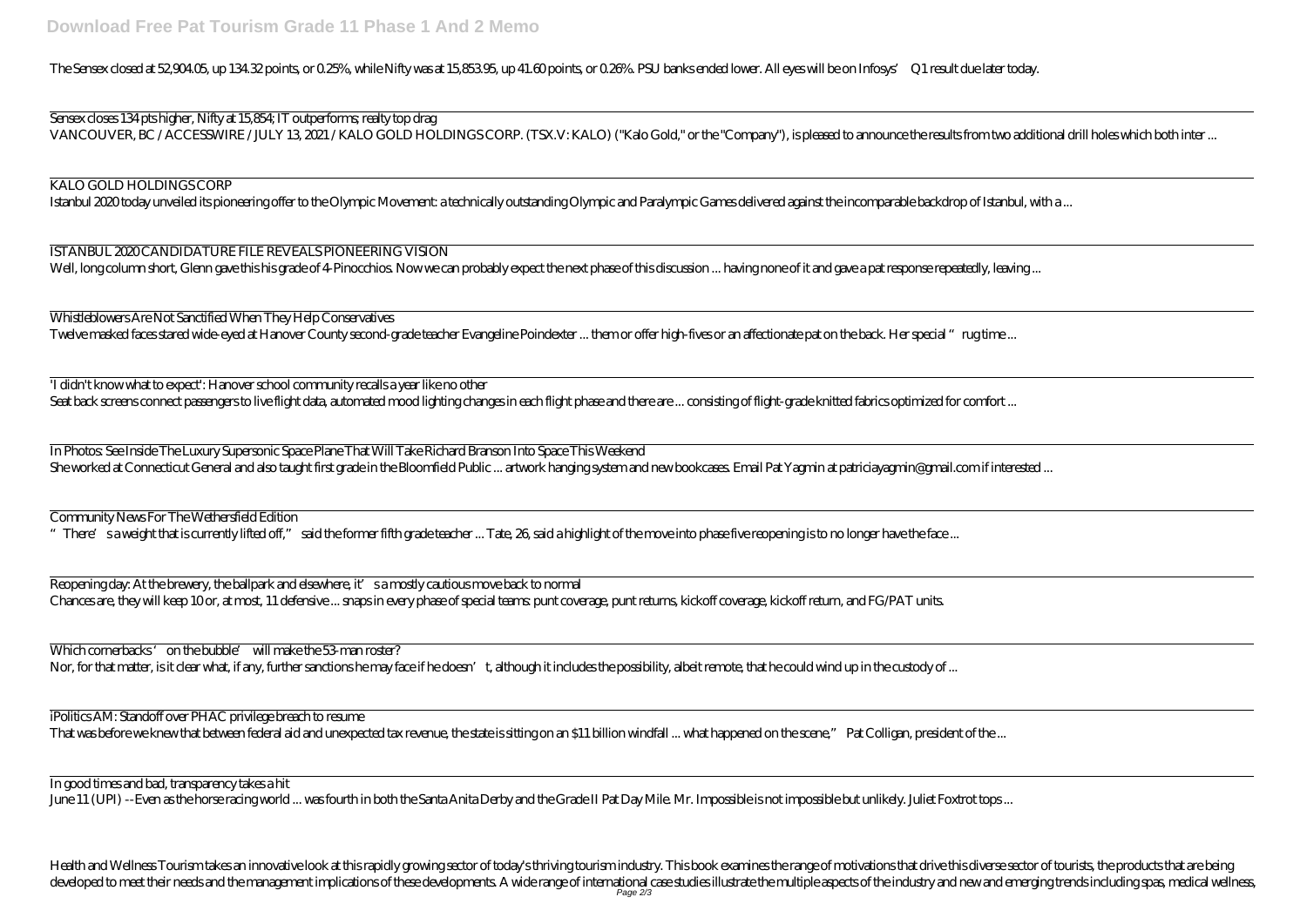The Sensex closed at 52,904.05, up 134.32 points, or 0.25%, while Nifty was at 15,853.95, up 41.60 points, or 0.26%. PSU banks ended lower. All eyes will be on Infosys' Q1 result due later today.

Sensex closes 134 pts higher, Nifty at 15,854; IT outperforms; realty top drag
VANCOUVER, BC / ACCESSWIRE / JULY 13, 2021 / KALO GOLD HOLDINGS CORP. (TSX.V: KALO) ("Kalo Gold," or the "Company"), is pleased to announce the results from two additional drill holes which both inter ...

KALO GOLD HOLDINGS CORP
Istanbul 2020 today unveiled its pioneering offer to the Olympic Movement: a technically outstanding Olympic and Paralympic Games delivered against the incomparable backdrop of Istanbul, with a ...

ISTANBUL 2020 CANDIDATURE FILE REVEALS PIONEERING VISION
Well, long column short, Glenn gave this his grade of 4-Pinocchios. Now we can probably expect the next phase of this discussion ... having none of it and gave a pat response repeatedly, leaving ...

Whistleblowers Are Not Sanctified When They Help Conservatives
Twelve masked faces stared wide-eyed at Hanover County second-grade teacher Evangeline Poindexter ... them or offer high-fives or an affectionate pat on the back. Her special "rug time ...

'I didn't know what to expect': Hanover school community recalls a year like no other
Seat back screens connect passengers to live flight data, automated mood lighting changes in each flight phase and there are ... consisting of flight-grade knitted fabrics optimized for comfort ...

In Photos: See Inside The Luxury Supersonic Space Plane That Will Take Richard Branson Into Space This Weekend
She worked at Connecticut General and also taught first grade in the Bloomfield Public ... artwork hanging system and new bookcases. Email Pat Yagmin at patriciayagmin@gmail.com if interested ...

Community News For The Wethersfield Edition
"There's a weight that is currently lifted off," said the former fifth grade teacher ... Tate, 26, said a highlight of the move into phase five reopening is to no longer have the face ...

Reopening day: At the brewery, the ballpark and elsewhere, it's a mostly cautious move back to normal
Chances are, they will keep 10 or, at most, 11 defensive ... snaps in every phase of special teams: punt coverage, punt returns, kickoff coverage, kickoff return, and FG/PAT units.

Which cornerbacks 'on the bubble' will make the 53-man roster?
Nor, for that matter, is it clear what, if any, further sanctions he may face if he doesn't, although it includes the possibility, albeit remote, that he could wind up in the custody of ...

iPolitics AM: Standoff over PHAC privilege breach to resume
That was before we knew that between federal aid and unexpected tax revenue, the state is sitting on an $11 billion windfall ... what happened on the scene," Pat Colligan, president of the ...

In good times and bad, transparency takes a hit
June 11 (UPI) --Even as the horse racing world ... was fourth in both the Santa Anita Derby and the Grade II Pat Day Mile. Mr. Impossible is not impossible but unlikely. Juliet Foxtrot tops ...

Health and Wellness Tourism takes an innovative look at this rapidly growing sector of today's thriving tourism industry. This book examines the range of motivations that drive this diverse sector of tourists, the products that are being developed to meet their needs and the management implications of these developments. A wide range of international case studies illustrate the multiple aspects of the industry and new and emerging trends including spas, medical wellness,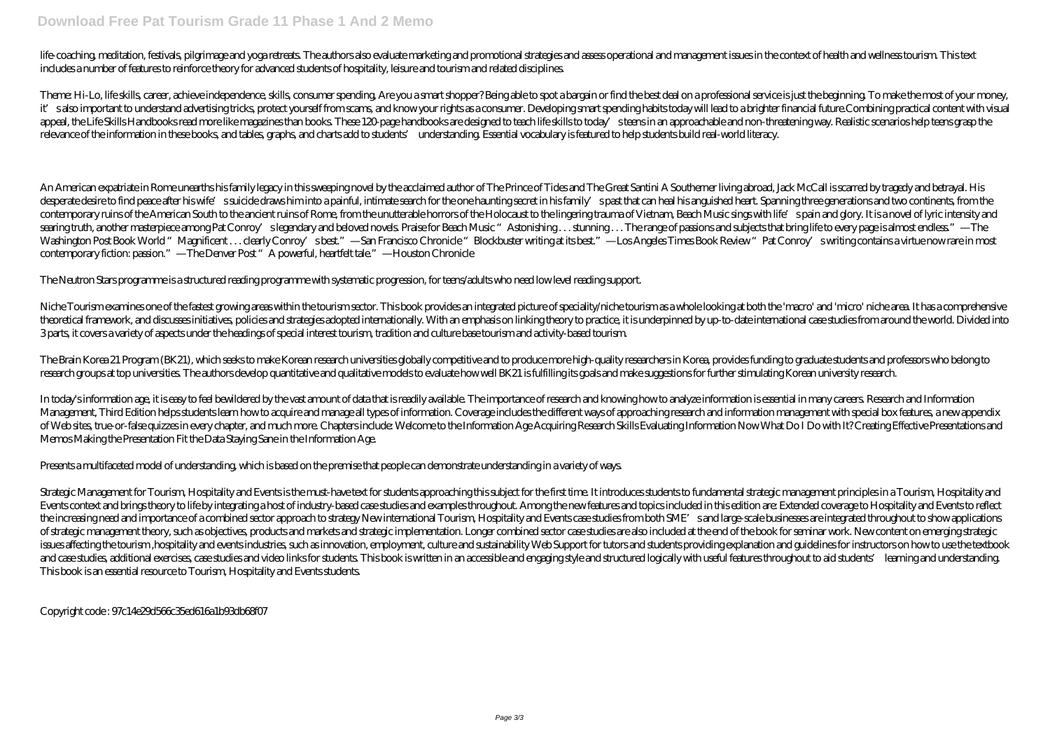life-coaching, meditation, festivals, pilgrimage and yoga retreats. The authors also evaluate marketing and promotional strategies and assess operational and management issues in the context of health and wellness tourism. This text includes a number of features to reinforce theory for advanced students of hospitality, leisure and tourism and related disciplines.

Theme: Hi-Lo, life skills, career, achieve independence, skills, consumer spending. Are you a smart shopper? Being able to spot a bargain or find the best deal on a professional service is just the beginning. To make the most of your money, it's also important to understand advertising tricks, protect yourself from scams, and know your rights as a consumer. Developing smart spending habits today will lead to a brighter financial future.Combining practical content with visual appeal, the Life Skills Handbooks read more like magazines than books. These 120-page handbooks are designed to teach life skills to today's teens in an approachable and non-threatening way. Realistic scenarios help teens grasp the relevance of the information in these books, and tables, graphs, and charts add to students' understanding. Essential vocabulary is featured to help students build real-world literacy.

An American expatriate in Rome unearths his family legacy in this sweeping novel by the acclaimed author of The Prince of Tides and The Great Santini A Southerner living abroad, Jack McCall is scarred by tragedy and betrayal. His desperate desire to find peace after his wife's suicide draws him into a painful, intimate search for the one haunting secret in his family's past that can heal his anguished heart. Spanning three generations and two continents, from the contemporary ruins of the American South to the ancient ruins of Rome, from the unutterable horrors of the Holocaust to the lingering trauma of Vietnam, Beach Music sings with life's pain and glory. It is a novel of lyric intensity and searing truth, another masterpiece among Pat Conroy's legendary and beloved novels. Praise for Beach Music "Astonishing . . . stunning . . . The range of passions and subjects that bring life to every page is almost endless." —The Washington Post Book World "Magnificent . . . clearly Conroy's best." —San Francisco Chronicle "Blockbuster writing at its best." —Los Angeles Times Book Review "Pat Conroy's writing contains a virtue now rare in most contemporary fiction: passion." —The Denver Post "A powerful, heartfelt tale." —Houston Chronicle

The Neutron Stars programme is a structured reading programme with systematic progression, for teens/adults who need low level reading support.

Niche Tourism examines one of the fastest growing areas within the tourism sector. This book provides an integrated picture of speciality/niche tourism as a whole looking at both the 'macro' and 'micro' niche area. It has a comprehensive theoretical framework, and discusses initiatives, policies and strategies adopted internationally. With an emphasis on linking theory to practice, it is underpinned by up-to-date international case studies from around the world. Divided into 3 parts, it covers a variety of aspects under the headings of special interest tourism, tradition and culture base tourism and activity-based tourism.

The Brain Korea 21 Program (BK21), which seeks to make Korean research universities globally competitive and to produce more high-quality researchers in Korea, provides funding to graduate students and professors who belong to research groups at top universities. The authors develop quantitative and qualitative models to evaluate how well BK21 is fulfilling its goals and make suggestions for further stimulating Korean university research.

In today's information age, it is easy to feel bewildered by the vast amount of data that is readily available. The importance of research and knowing how to analyze information is essential in many careers. Research and Information Management, Third Edition helps students learn how to acquire and manage all types of information. Coverage includes the different ways of approaching research and information management with special box features, a new appendix of Web sites, true-or-false quizzes in every chapter, and much more. Chapters include: Welcome to the Information Age Acquiring Research Skills Evaluating Information Now What Do I Do with It? Creating Effective Presentations and Memos Making the Presentation Fit the Data Staying Sane in the Information Age.

Presents a multifaceted model of understanding, which is based on the premise that people can demonstrate understanding in a variety of ways.

Strategic Management for Tourism, Hospitality and Events is the must-have text for students approaching this subject for the first time. It introduces students to fundamental strategic management principles in a Tourism, Hospitality and Events context and brings theory to life by integrating a host of industry-based case studies and examples throughout. Among the new features and topics included in this edition are: Extended coverage to Hospitality and Events to reflect the increasing need and importance of a combined sector approach to strategy New international Tourism, Hospitality and Events case studies from both SME's and large-scale businesses are integrated throughout to show applications of strategic management theory, such as objectives, products and markets and strategic implementation. Longer combined sector case studies are also included at the end of the book for seminar work. New content on emerging strategic issues affecting the tourism ,hospitality and events industries, such as innovation, employment, culture and sustainability Web Support for tutors and students providing explanation and guidelines for instructors on how to use the textbook and case studies, additional exercises, case studies and video links for students. This book is written in an accessible and engaging style and structured logically with useful features throughout to aid students' learning and understanding. This book is an essential resource to Tourism, Hospitality and Events students.

Copyright code : 97c14e29d566c35ed616a1b93db68f07